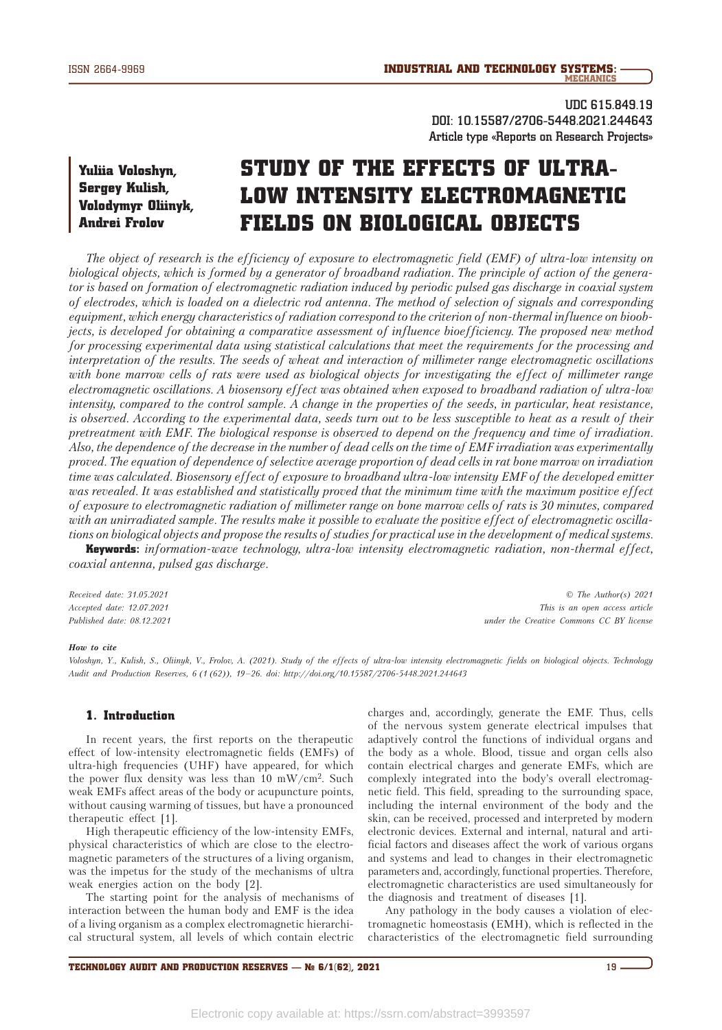UDC 615.849.19
DOI: 10.15587/2706-5448.2021.244643
Article type «Reports on Research Projects»

**Yuliia Voloshyn, Sergey Kulish, Volodymyr Oliinyk, Andrei Frolov**

# STUDY OF THE EFFECTS OF ULTRA-LOW INTENSITY ELECTROMAGNETIC FIELDS ON BIOLOGICAL OBJECTS

*The object of research is the efficiency of exposure to electromagnetic field (EMF) of ultra-low intensity on biological objects, which is formed by a generator of broadband radiation. The principle of action of the generator is based on formation of electromagnetic radiation induced by periodic pulsed gas discharge in coaxial system of electrodes, which is loaded on a dielectric rod antenna. The method of selection of signals and corresponding equipment, which energy characteristics of radiation correspond to the criterion of non-thermal influence on bioobjects, is developed for obtaining a comparative assessment of influence bioefficiency. The proposed new method for processing experimental data using statistical calculations that meet the requirements for the processing and interpretation of the results. The seeds of wheat and interaction of millimeter range electromagnetic oscillations with bone marrow cells of rats were used as biological objects for investigating the effect of millimeter range electromagnetic oscillations. A biosensory effect was obtained when exposed to broadband radiation of ultra-low intensity, compared to the control sample. A change in the properties of the seeds, in particular, heat resistance, is observed. According to the experimental data, seeds turn out to be less susceptible to heat as a result of their pretreatment with EMF. The biological response is observed to depend on the frequency and time of irradiation. Also, the dependence of the decrease in the number of dead cells on the time of EMF irradiation was experimentally proved. The equation of dependence of selective average proportion of dead cells in rat bone marrow on irradiation time was calculated. Biosensory effect of exposure to broadband ultra-low intensity EMF of the developed emitter was revealed. It was established and statistically proved that the minimum time with the maximum positive effect of exposure to electromagnetic radiation of millimeter range on bone marrow cells of rats is 30 minutes, compared with an unirradiated sample. The results make it possible to evaluate the positive effect of electromagnetic oscillations on biological objects and propose the results of studies for practical use in the development of medical systems.*

**Keywords:** *information-wave technology, ultra-low intensity electromagnetic radiation, non-thermal effect, coaxial antenna, pulsed gas discharge.*

*Received date: 31.05.2021*
*Accepted date: 12.07.2021*
*Published date: 08.12.2021*

*© The Author(s) 2021*
*This is an open access article under the Creative Commons CC BY license*

***How to cite***

Voloshyn, Y., Kulish, S., Oliinyk, V., Frolov, A. (2021). Study of the effects of ultra-low intensity electromagnetic fields on biological objects. Technology Audit and Production Reserves, 6 (1 (62)), 19–26. doi: http://doi.org/10.15587/2706-5448.2021.244643

## 1. Introduction

In recent years, the first reports on the therapeutic effect of low-intensity electromagnetic fields (EMFs) of ultra-high frequencies (UHF) have appeared, for which the power flux density was less than 10 mW/cm$^2$. Such weak EMFs affect areas of the body or acupuncture points, without causing warming of tissues, but have a pronounced therapeutic effect [1].

High therapeutic efficiency of the low-intensity EMFs, physical characteristics of which are close to the electromagnetic parameters of the structures of a living organism, was the impetus for the study of the mechanisms of ultra weak energies action on the body [2].

The starting point for the analysis of mechanisms of interaction between the human body and EMF is the idea of a living organism as a complex electromagnetic hierarchical structural system, all levels of which contain electric charges and, accordingly, generate the EMF. Thus, cells of the nervous system generate electrical impulses that adaptively control the functions of individual organs and the body as a whole. Blood, tissue and organ cells also contain electrical charges and generate EMFs, which are complexly integrated into the body's overall electromagnetic field. This field, spreading to the surrounding space, including the internal environment of the body and the skin, can be received, processed and interpreted by modern electronic devices. External and internal, natural and artificial factors and diseases affect the work of various organs and systems and lead to changes in their electromagnetic parameters and, accordingly, functional properties. Therefore, electromagnetic characteristics are used simultaneously for the diagnosis and treatment of diseases [1].

Any pathology in the body causes a violation of electromagnetic homeostasis (EMH), which is reflected in the characteristics of the electromagnetic field surrounding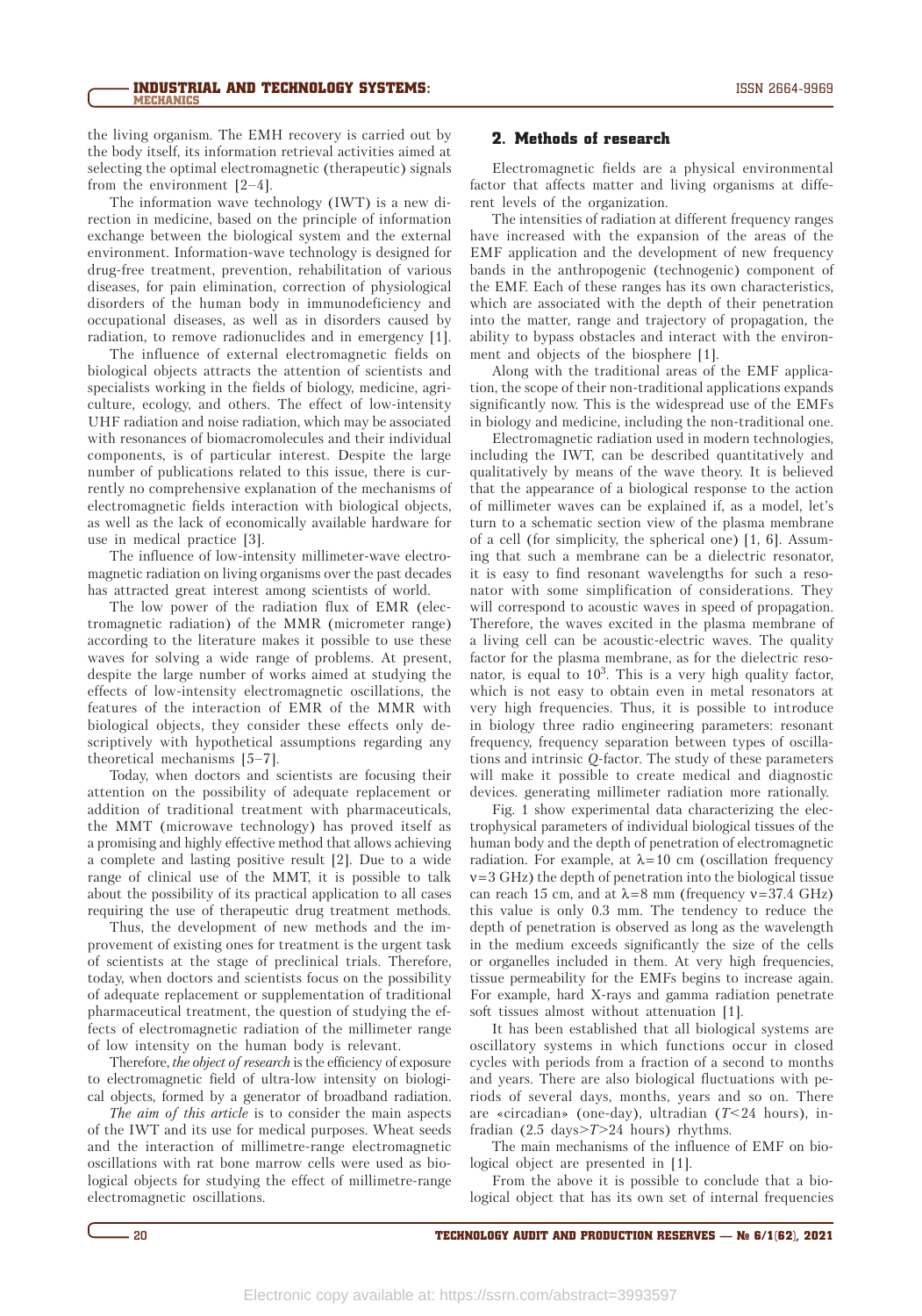the living organism. The EMH recovery is carried out by the body itself, its information retrieval activities aimed at selecting the optimal electromagnetic (therapeutic) signals from the environment [2–4].

The information wave technology (IWT) is a new direction in medicine, based on the principle of information exchange between the biological system and the external environment. Information-wave technology is designed for drug-free treatment, prevention, rehabilitation of various diseases, for pain elimination, correction of physiological disorders of the human body in immunodeficiency and occupational diseases, as well as in disorders caused by radiation, to remove radionuclides and in emergency [1].

The influence of external electromagnetic fields on biological objects attracts the attention of scientists and specialists working in the fields of biology, medicine, agriculture, ecology, and others. The effect of low-intensity UHF radiation and noise radiation, which may be associated with resonances of biomacromolecules and their individual components, is of particular interest. Despite the large number of publications related to this issue, there is currently no comprehensive explanation of the mechanisms of electromagnetic fields interaction with biological objects, as well as the lack of economically available hardware for use in medical practice [3].

The influence of low-intensity millimeter-wave electromagnetic radiation on living organisms over the past decades has attracted great interest among scientists of world.

The low power of the radiation flux of EMR (electromagnetic radiation) of the MMR (micrometer range) according to the literature makes it possible to use these waves for solving a wide range of problems. At present, despite the large number of works aimed at studying the effects of low-intensity electromagnetic oscillations, the features of the interaction of EMR of the MMR with biological objects, they consider these effects only descriptively with hypothetical assumptions regarding any theoretical mechanisms [5–7].

Today, when doctors and scientists are focusing their attention on the possibility of adequate replacement or addition of traditional treatment with pharmaceuticals, the MMT (microwave technology) has proved itself as a promising and highly effective method that allows achieving a complete and lasting positive result [2]. Due to a wide range of clinical use of the MMT, it is possible to talk about the possibility of its practical application to all cases requiring the use of therapeutic drug treatment methods.

Thus, the development of new methods and the improvement of existing ones for treatment is the urgent task of scientists at the stage of preclinical trials. Therefore, today, when doctors and scientists focus on the possibility of adequate replacement or supplementation of traditional pharmaceutical treatment, the question of studying the effects of electromagnetic radiation of the millimeter range of low intensity on the human body is relevant.

Therefore, *the object of research* is the efficiency of exposure to electromagnetic field of ultra-low intensity on biological objects, formed by a generator of broadband radiation.

*The aim of this article* is to consider the main aspects of the IWT and its use for medical purposes. Wheat seeds and the interaction of millimetre-range electromagnetic oscillations with rat bone marrow cells were used as biological objects for studying the effect of millimetre-range electromagnetic oscillations.

## 2. Methods of research

Electromagnetic fields are a physical environmental factor that affects matter and living organisms at different levels of the organization.

The intensities of radiation at different frequency ranges have increased with the expansion of the areas of the EMF application and the development of new frequency bands in the anthropogenic (technogenic) component of the EMF. Each of these ranges has its own characteristics, which are associated with the depth of their penetration into the matter, range and trajectory of propagation, the ability to bypass obstacles and interact with the environment and objects of the biosphere [1].

Along with the traditional areas of the EMF application, the scope of their non-traditional applications expands significantly now. This is the widespread use of the EMFs in biology and medicine, including the non-traditional one.

Electromagnetic radiation used in modern technologies, including the IWT, can be described quantitatively and qualitatively by means of the wave theory. It is believed that the appearance of a biological response to the action of millimeter waves can be explained if, as a model, let's turn to a schematic section view of the plasma membrane of a cell (for simplicity, the spherical one) [1, 6]. Assuming that such a membrane can be a dielectric resonator, it is easy to find resonant wavelengths for such a resonator with some simplification of considerations. They will correspond to acoustic waves in speed of propagation. Therefore, the waves excited in the plasma membrane of a living cell can be acoustic-electric waves. The quality factor for the plasma membrane, as for the dielectric resonator, is equal to $10^3$. This is a very high quality factor, which is not easy to obtain even in metal resonators at very high frequencies. Thus, it is possible to introduce in biology three radio engineering parameters: resonant frequency, frequency separation between types of oscillations and intrinsic *Q*-factor. The study of these parameters will make it possible to create medical and diagnostic devices. generating millimeter radiation more rationally.

Fig. 1 show experimental data characterizing the electrophysical parameters of individual biological tissues of the human body and the depth of penetration of electromagnetic radiation. For example, at $\lambda=10$ cm (oscillation frequency $\nu=3$ GHz) the depth of penetration into the biological tissue can reach 15 cm, and at $\lambda=8$ mm (frequency $\nu=37.4$ GHz) this value is only 0.3 mm. The tendency to reduce the depth of penetration is observed as long as the wavelength in the medium exceeds significantly the size of the cells or organelles included in them. At very high frequencies, tissue permeability for the EMFs begins to increase again. For example, hard X-rays and gamma radiation penetrate soft tissues almost without attenuation [1].

It has been established that all biological systems are oscillatory systems in which functions occur in closed cycles with periods from a fraction of a second to months and years. There are also biological fluctuations with periods of several days, months, years and so on. There are «circadian» (one-day), ultradian ($T<24$ hours), infradian (2.5 days$>T>$24 hours) rhythms.

The main mechanisms of the influence of EMF on biological object are presented in [1].

From the above it is possible to conclude that a biological object that has its own set of internal frequencies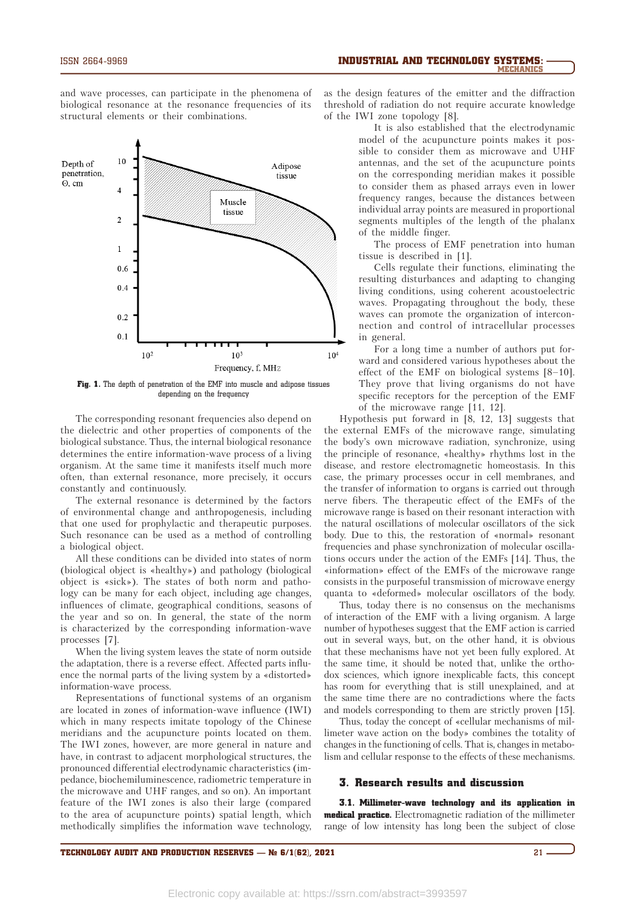and wave processes, can participate in the phenomena of biological resonance at the resonance frequencies of its structural elements or their combinations.

**Fig. 1.** The depth of penetration of the EMF into muscle and adipose tissues depending on the frequency

The corresponding resonant frequencies also depend on the dielectric and other properties of components of the biological substance. Thus, the internal biological resonance determines the entire information-wave process of a living organism. At the same time it manifests itself much more often, than external resonance, more precisely, it occurs constantly and continuously.

The external resonance is determined by the factors of environmental change and anthropogenesis, including that one used for prophylactic and therapeutic purposes. Such resonance can be used as a method of controlling a biological object.

All these conditions can be divided into states of norm (biological object is «healthy») and pathology (biological object is «sick»). The states of both norm and pathology can be many for each object, including age changes, influences of climate, geographical conditions, seasons of the year and so on. In general, the state of the norm is characterized by the corresponding information-wave processes [7].

When the living system leaves the state of norm outside the adaptation, there is a reverse effect. Affected parts influence the normal parts of the living system by a «distorted» information-wave process.

Representations of functional systems of an organism are located in zones of information-wave influence (IWI) which in many respects imitate topology of the Chinese meridians and the acupuncture points located on them. The IWI zones, however, are more general in nature and have, in contrast to adjacent morphological structures, the pronounced differential electrodynamic characteristics (impedance, biochemiluminescence, radiometric temperature in the microwave and UHF ranges, and so on). An important feature of the IWI zones is also their large (compared to the area of acupuncture points) spatial length, which methodically simplifies the information wave technology, as the design features of the emitter and the diffraction threshold of radiation do not require accurate knowledge of the IWI zone topology [8].

It is also established that the electrodynamic model of the acupuncture points makes it possible to consider them as microwave and UHF antennas, and the set of the acupuncture points on the corresponding meridian makes it possible to consider them as phased arrays even in lower frequency ranges, because the distances between individual array points are measured in proportional segments multiples of the length of the phalanx of the middle finger.

The process of EMF penetration into human tissue is described in [1].

Cells regulate their functions, eliminating the resulting disturbances and adapting to changing living conditions, using coherent acoustoelectric waves. Propagating throughout the body, these waves can promote the organization of interconnection and control of intracellular processes in general.

For a long time a number of authors put forward and considered various hypotheses about the effect of the EMF on biological systems [8–10]. They prove that living organisms do not have specific receptors for the perception of the EMF of the microwave range [11, 12].

Hypothesis put forward in [8, 12, 13] suggests that the external EMFs of the microwave range, simulating the body's own microwave radiation, synchronize, using the principle of resonance, «healthy» rhythms lost in the disease, and restore electromagnetic homeostasis. In this case, the primary processes occur in cell membranes, and the transfer of information to organs is carried out through nerve fibers. The therapeutic effect of the EMFs of the microwave range is based on their resonant interaction with the natural oscillations of molecular oscillators of the sick body. Due to this, the restoration of «normal» resonant frequencies and phase synchronization of molecular oscillations occurs under the action of the EMFs [14]. Thus, the «information» effect of the EMFs of the microwave range consists in the purposeful transmission of microwave energy quanta to «deformed» molecular oscillators of the body.

Thus, today there is no consensus on the mechanisms of interaction of the EMF with a living organism. A large number of hypotheses suggest that the EMF action is carried out in several ways, but, on the other hand, it is obvious that these mechanisms have not yet been fully explored. At the same time, it should be noted that, unlike the orthodox sciences, which ignore inexplicable facts, this concept has room for everything that is still unexplained, and at the same time there are no contradictions where the facts and models corresponding to them are strictly proven [15].

Thus, today the concept of «cellular mechanisms of millimeter wave action on the body» combines the totality of changes in the functioning of cells. That is, changes in metabolism and cellular response to the effects of these mechanisms.

## 3. Research results and discussion

**3.1. Millimeter-wave technology and its application in medical practice.** Electromagnetic radiation of the millimeter range of low intensity has long been the subject of close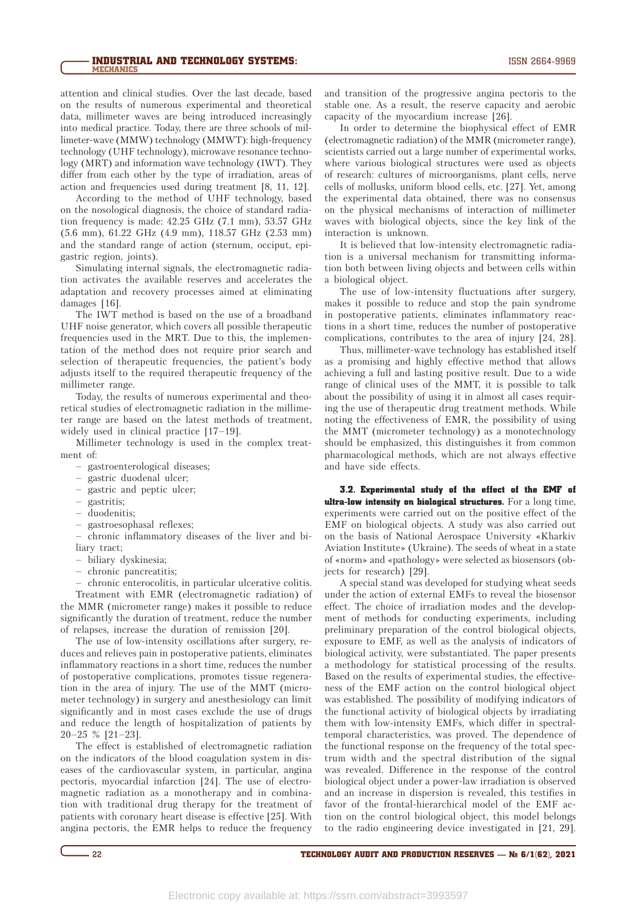attention and clinical studies. Over the last decade, based on the results of numerous experimental and theoretical data, millimeter waves are being introduced increasingly into medical practice. Today, there are three schools of millimeter-wave (MMW) technology (MMWT): high-frequency technology (UHF technology), microwave resonance technology (MRT) and information wave technology (IWT). They differ from each other by the type of irradiation, areas of action and frequencies used during treatment [8, 11, 12].

According to the method of UHF technology, based on the nosological diagnosis, the choice of standard radiation frequency is made: 42.25 GHz (7.1 mm), 53.57 GHz (5.6 mm), 61.22 GHz (4.9 mm), 118.57 GHz (2.53 mm) and the standard range of action (sternum, occiput, epigastric region, joints).

Simulating internal signals, the electromagnetic radiation activates the available reserves and accelerates the adaptation and recovery processes aimed at eliminating damages [16].

The IWT method is based on the use of a broadband UHF noise generator, which covers all possible therapeutic frequencies used in the MRT. Due to this, the implementation of the method does not require prior search and selection of therapeutic frequencies, the patient's body adjusts itself to the required therapeutic frequency of the millimeter range.

Today, the results of numerous experimental and theoretical studies of electromagnetic radiation in the millimeter range are based on the latest methods of treatment, widely used in clinical practice [17–19].

Millimeter technology is used in the complex treatment of:

- gastroenterological diseases;
- gastric duodenal ulcer;
- gastric and peptic ulcer;
- gastritis;
- duodenitis;
- gastroesophasal reflexes;
- chronic inflammatory diseases of the liver and biliary tract;
- biliary dyskinesia;
- chronic pancreatitis;
- chronic enterocolitis, in particular ulcerative colitis.

Treatment with EMR (electromagnetic radiation) of the MMR (micrometer range) makes it possible to reduce significantly the duration of treatment, reduce the number of relapses, increase the duration of remission [20].

The use of low-intensity oscillations after surgery, reduces and relieves pain in postoperative patients, eliminates inflammatory reactions in a short time, reduces the number of postoperative complications, promotes tissue regeneration in the area of injury. The use of the MMT (micrometer technology) in surgery and anesthesiology can limit significantly and in most cases exclude the use of drugs and reduce the length of hospitalization of patients by 20–25 % [21–23].

The effect is established of electromagnetic radiation on the indicators of the blood coagulation system in diseases of the cardiovascular system, in particular, angina pectoris, myocardial infarction [24]. The use of electromagnetic radiation as a monotherapy and in combination with traditional drug therapy for the treatment of patients with coronary heart disease is effective [25]. With angina pectoris, the EMR helps to reduce the frequency and transition of the progressive angina pectoris to the stable one. As a result, the reserve capacity and aerobic capacity of the myocardium increase [26].

In order to determine the biophysical effect of EMR (electromagnetic radiation) of the MMR (micrometer range), scientists carried out a large number of experimental works, where various biological structures were used as objects of research: cultures of microorganisms, plant cells, nerve cells of mollusks, uniform blood cells, etc. [27]. Yet, among the experimental data obtained, there was no consensus on the physical mechanisms of interaction of millimeter waves with biological objects, since the key link of the interaction is unknown.

It is believed that low-intensity electromagnetic radiation is a universal mechanism for transmitting information both between living objects and between cells within a biological object.

The use of low-intensity fluctuations after surgery, makes it possible to reduce and stop the pain syndrome in postoperative patients, eliminates inflammatory reactions in a short time, reduces the number of postoperative complications, contributes to the area of injury [24, 28].

Thus, millimeter-wave technology has established itself as a promising and highly effective method that allows achieving a full and lasting positive result. Due to a wide range of clinical uses of the MMT, it is possible to talk about the possibility of using it in almost all cases requiring the use of therapeutic drug treatment methods. While noting the effectiveness of EMR, the possibility of using the MMT (micrometer technology) as a monotechnology should be emphasized, this distinguishes it from common pharmacological methods, which are not always effective and have side effects.

**3.2. Experimental study of the effect of the EMF of ultra-low intensity on biological structures.** For a long time, experiments were carried out on the positive effect of the EMF on biological objects. A study was also carried out on the basis of National Aerospace University «Kharkiv Aviation Institute» (Ukraine). The seeds of wheat in a state of «norm» and «pathology» were selected as biosensors (objects for research) [29].

A special stand was developed for studying wheat seeds under the action of external EMFs to reveal the biosensor effect. The choice of irradiation modes and the development of methods for conducting experiments, including preliminary preparation of the control biological objects, exposure to EMF, as well as the analysis of indicators of biological activity, were substantiated. The paper presents a methodology for statistical processing of the results. Based on the results of experimental studies, the effectiveness of the EMF action on the control biological object was established. The possibility of modifying indicators of the functional activity of biological objects by irradiating them with low-intensity EMFs, which differ in spectral-temporal characteristics, was proved. The dependence of the functional response on the frequency of the total spectrum width and the spectral distribution of the signal was revealed. Difference in the response of the control biological object under a power-law irradiation is observed and an increase in dispersion is revealed, this testifies in favor of the frontal-hierarchical model of the EMF action on the control biological object, this model belongs to the radio engineering device investigated in [21, 29].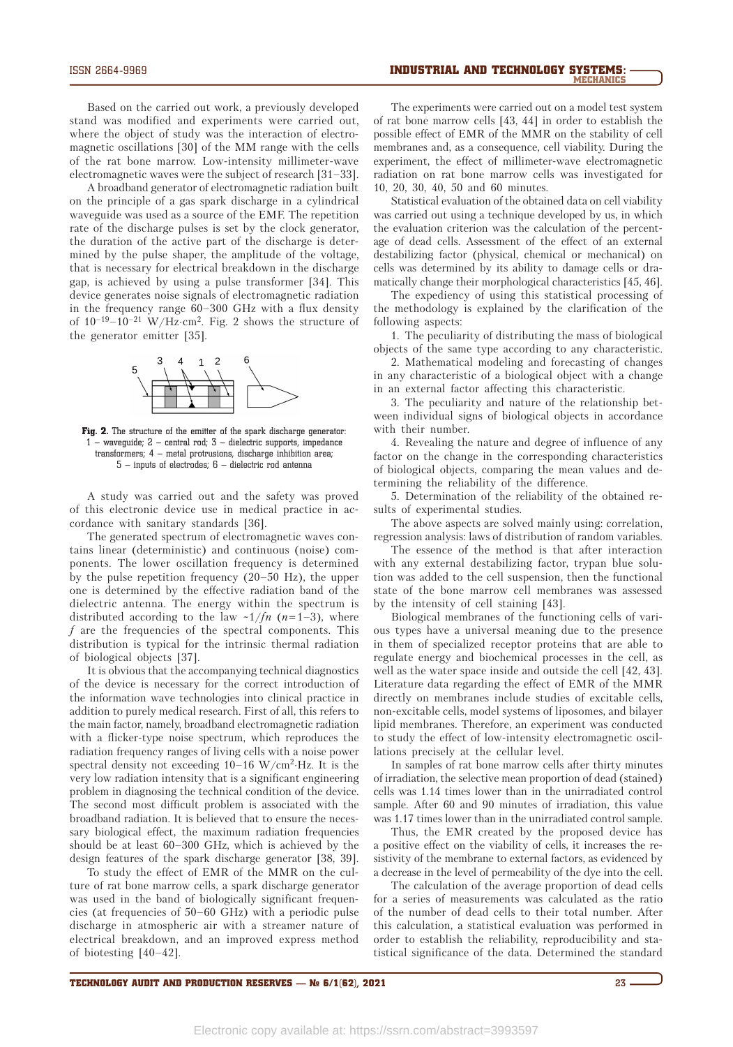Based on the carried out work, a previously developed stand was modified and experiments were carried out, where the object of study was the interaction of electromagnetic oscillations [30] of the MM range with the cells of the rat bone marrow. Low-intensity millimeter-wave electromagnetic waves were the subject of research [31–33].

A broadband generator of electromagnetic radiation built on the principle of a gas spark discharge in a cylindrical waveguide was used as a source of the EMF. The repetition rate of the discharge pulses is set by the clock generator, the duration of the active part of the discharge is determined by the pulse shaper, the amplitude of the voltage, that is necessary for electrical breakdown in the discharge gap, is achieved by using a pulse transformer [34]. This device generates noise signals of electromagnetic radiation in the frequency range 60–300 GHz with a flux density of $10^{-19}$–$10^{-21}$ W/Hz·cm$^2$. Fig. 2 shows the structure of the generator emitter [35].

**Fig. 2.** The structure of the emitter of the spark discharge generator: 1 – waveguide; 2 – central rod; 3 – dielectric supports, impedance transformers; 4 – metal protrusions, discharge inhibition area; 5 – inputs of electrodes; 6 – dielectric rod antenna

A study was carried out and the safety was proved of this electronic device use in medical practice in accordance with sanitary standards [36].

The generated spectrum of electromagnetic waves contains linear (deterministic) and continuous (noise) components. The lower oscillation frequency is determined by the pulse repetition frequency (20–50 Hz), the upper one is determined by the effective radiation band of the dielectric antenna. The energy within the spectrum is distributed according to the law $\sim 1/fn$ ($n$=1–3), where $f$ are the frequencies of the spectral components. This distribution is typical for the intrinsic thermal radiation of biological objects [37].

It is obvious that the accompanying technical diagnostics of the device is necessary for the correct introduction of the information wave technologies into clinical practice in addition to purely medical research. First of all, this refers to the main factor, namely, broadband electromagnetic radiation with a flicker-type noise spectrum, which reproduces the radiation frequency ranges of living cells with a noise power spectral density not exceeding 10–16 W/cm$^2$·Hz. It is the very low radiation intensity that is a significant engineering problem in diagnosing the technical condition of the device. The second most difficult problem is associated with the broadband radiation. It is believed that to ensure the necessary biological effect, the maximum radiation frequencies should be at least 60–300 GHz, which is achieved by the design features of the spark discharge generator [38, 39].

To study the effect of EMR of the MMR on the culture of rat bone marrow cells, a spark discharge generator was used in the band of biologically significant frequencies (at frequencies of 50–60 GHz) with a periodic pulse discharge in atmospheric air with a streamer nature of electrical breakdown, and an improved express method of biotesting [40–42].

The experiments were carried out on a model test system of rat bone marrow cells [43, 44] in order to establish the possible effect of EMR of the MMR on the stability of cell membranes and, as a consequence, cell viability. During the experiment, the effect of millimeter-wave electromagnetic radiation on rat bone marrow cells was investigated for 10, 20, 30, 40, 50 and 60 minutes.

Statistical evaluation of the obtained data on cell viability was carried out using a technique developed by us, in which the evaluation criterion was the calculation of the percentage of dead cells. Assessment of the effect of an external destabilizing factor (physical, chemical or mechanical) on cells was determined by its ability to damage cells or dramatically change their morphological characteristics [45, 46].

The expediency of using this statistical processing of the methodology is explained by the clarification of the following aspects:

1. The peculiarity of distributing the mass of biological objects of the same type according to any characteristic.
2. Mathematical modeling and forecasting of changes in any characteristic of a biological object with a change in an external factor affecting this characteristic.
3. The peculiarity and nature of the relationship between individual signs of biological objects in accordance with their number.
4. Revealing the nature and degree of influence of any factor on the change in the corresponding characteristics of biological objects, comparing the mean values and determining the reliability of the difference.
5. Determination of the reliability of the obtained results of experimental studies.

The above aspects are solved mainly using: correlation, regression analysis: laws of distribution of random variables.

The essence of the method is that after interaction with any external destabilizing factor, trypan blue solution was added to the cell suspension, then the functional state of the bone marrow cell membranes was assessed by the intensity of cell staining [43].

Biological membranes of the functioning cells of various types have a universal meaning due to the presence in them of specialized receptor proteins that are able to regulate energy and biochemical processes in the cell, as well as the water space inside and outside the cell [42, 43]. Literature data regarding the effect of EMR of the MMR directly on membranes include studies of excitable cells, non-excitable cells, model systems of liposomes, and bilayer lipid membranes. Therefore, an experiment was conducted to study the effect of low-intensity electromagnetic oscillations precisely at the cellular level.

In samples of rat bone marrow cells after thirty minutes of irradiation, the selective mean proportion of dead (stained) cells was 1.14 times lower than in the unirradiated control sample. After 60 and 90 minutes of irradiation, this value was 1.17 times lower than in the unirradiated control sample.

Thus, the EMR created by the proposed device has a positive effect on the viability of cells, it increases the resistivity of the membrane to external factors, as evidenced by a decrease in the level of permeability of the dye into the cell.

The calculation of the average proportion of dead cells for a series of measurements was calculated as the ratio of the number of dead cells to their total number. After this calculation, a statistical evaluation was performed in order to establish the reliability, reproducibility and statistical significance of the data. Determined the standard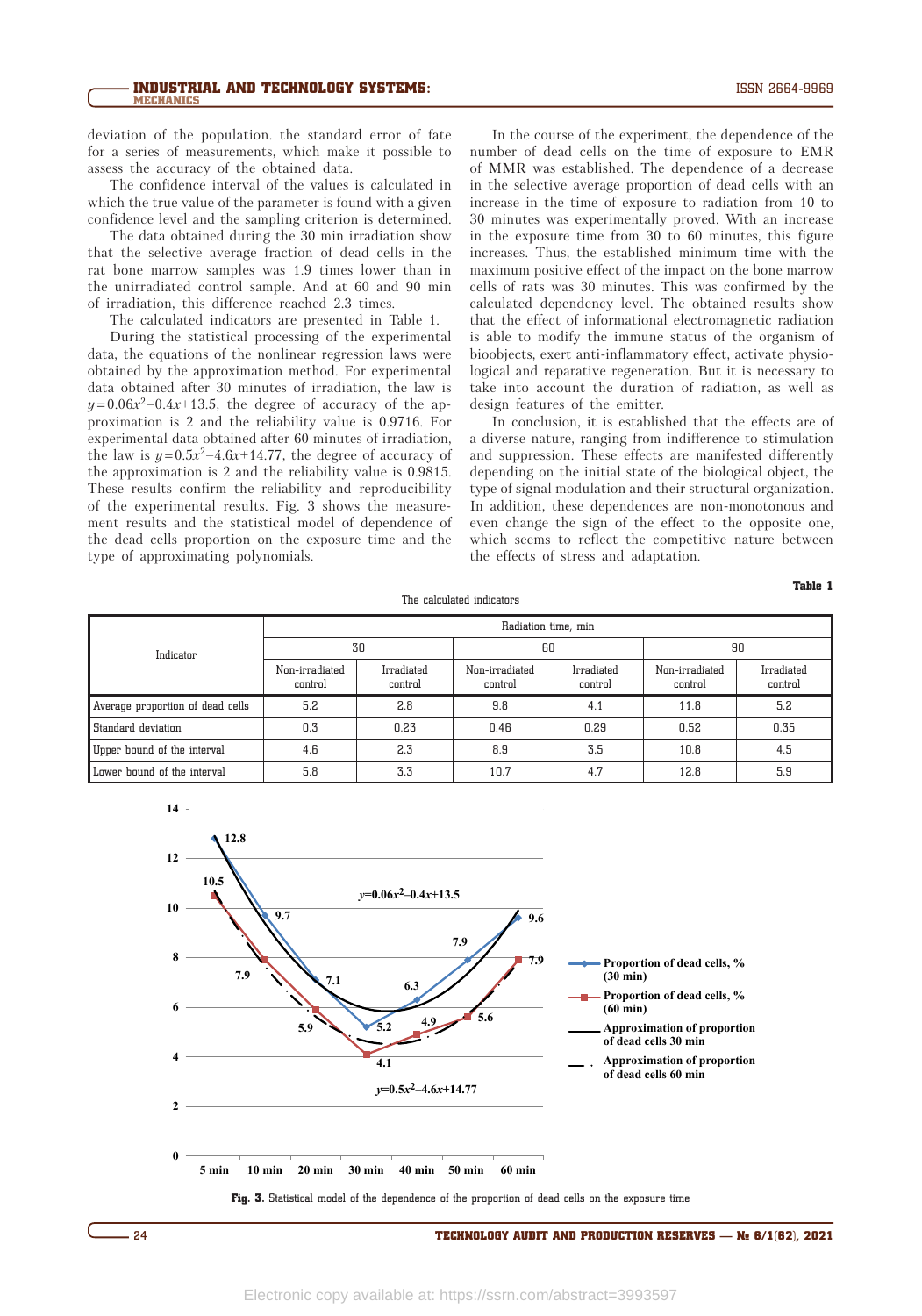deviation of the population. the standard error of fate for a series of measurements, which make it possible to assess the accuracy of the obtained data.

The confidence interval of the values is calculated in which the true value of the parameter is found with a given confidence level and the sampling criterion is determined.

The data obtained during the 30 min irradiation show that the selective average fraction of dead cells in the rat bone marrow samples was 1.9 times lower than in the unirradiated control sample. And at 60 and 90 min of irradiation, this difference reached 2.3 times.

The calculated indicators are presented in Table 1.

During the statistical processing of the experimental data, the equations of the nonlinear regression laws were obtained by the approximation method. For experimental data obtained after 30 minutes of irradiation, the law is $y=0.06x^2-0.4x+13.5$, the degree of accuracy of the approximation is 2 and the reliability value is 0.9716. For experimental data obtained after 60 minutes of irradiation, the law is $y=0.5x^2-4.6x+14.77$, the degree of accuracy of the approximation is 2 and the reliability value is 0.9815. These results confirm the reliability and reproducibility of the experimental results. Fig. 3 shows the measurement results and the statistical model of dependence of the dead cells proportion on the exposure time and the type of approximating polynomials.

In the course of the experiment, the dependence of the number of dead cells on the time of exposure to EMR of MMR was established. The dependence of a decrease in the selective average proportion of dead cells with an increase in the time of exposure to radiation from 10 to 30 minutes was experimentally proved. With an increase in the exposure time from 30 to 60 minutes, this figure increases. Thus, the established minimum time with the maximum positive effect of the impact on the bone marrow cells of rats was 30 minutes. This was confirmed by the calculated dependency level. The obtained results show that the effect of informational electromagnetic radiation is able to modify the immune status of the organism of bioobjects, exert anti-inflammatory effect, activate physiological and reparative regeneration. But it is necessary to take into account the duration of radiation, as well as design features of the emitter.

In conclusion, it is established that the effects are of a diverse nature, ranging from indifference to stimulation and suppression. These effects are manifested differently depending on the initial state of the biological object, the type of signal modulation and their structural organization. In addition, these dependences are non-monotonous and even change the sign of the effect to the opposite one, which seems to reflect the competitive nature between the effects of stress and adaptation.

**Table 1**

The calculated indicators

| Indicator | Radiation time, min | | | | | |
|---|---|---|---|---|---|---|
| | 30 | | 60 | | 90 | |
| | Non-irradiated control | Irradiated control | Non-irradiated control | Irradiated control | Non-irradiated control | Irradiated control |
| Average proportion of dead cells | 5.2 | 2.8 | 9.8 | 4.1 | 11.8 | 5.2 |
| Standard deviation | 0.3 | 0.23 | 0.46 | 0.29 | 0.52 | 0.35 |
| Upper bound of the interval | 4.6 | 2.3 | 8.9 | 3.5 | 10.8 | 4.5 |
| Lower bound of the interval | 5.8 | 3.3 | 10.7 | 4.7 | 12.8 | 5.9 |

**Fig. 3.** Statistical model of the dependence of the proportion of dead cells on the exposure time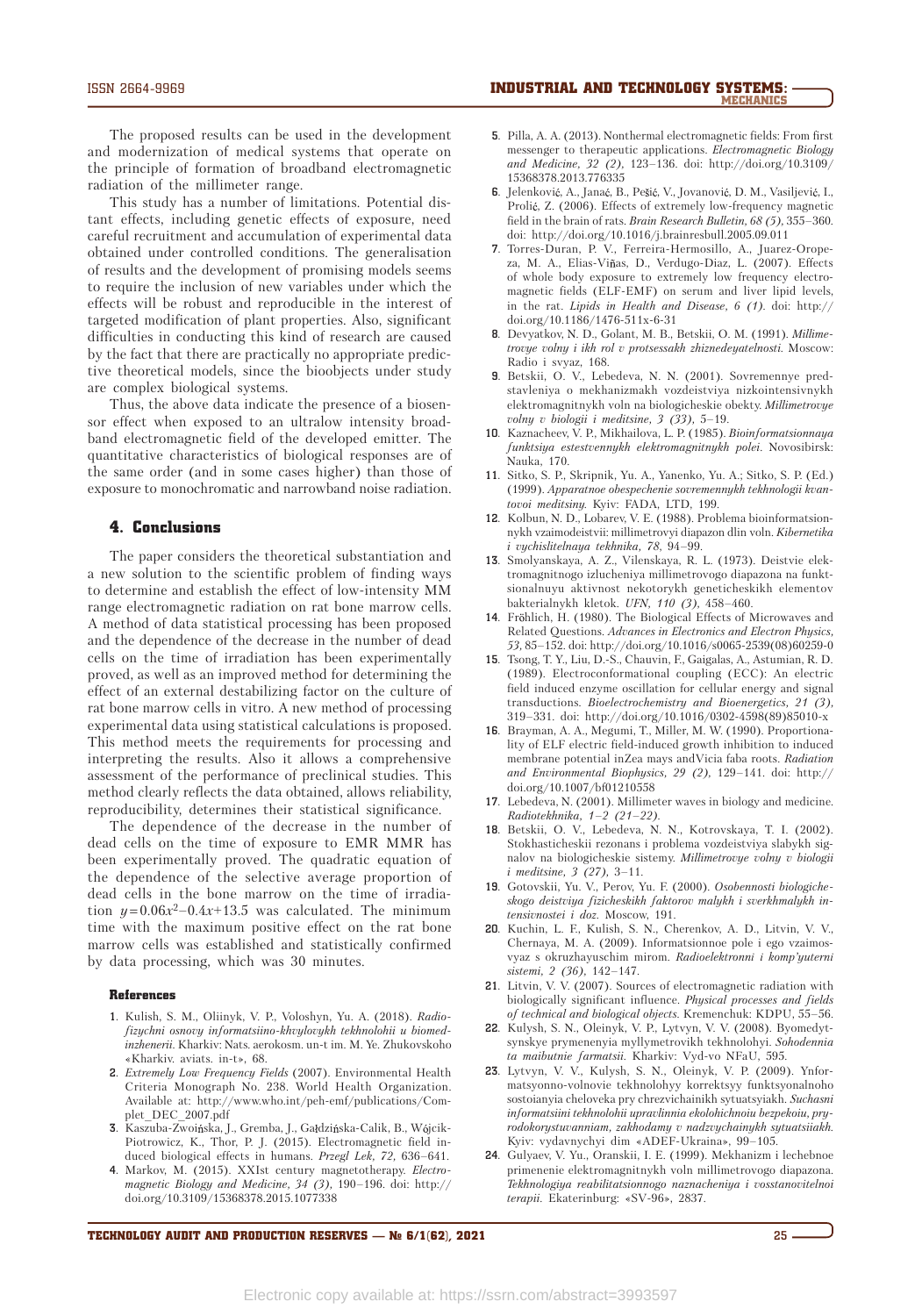The proposed results can be used in the development and modernization of medical systems that operate on the principle of formation of broadband electromagnetic radiation of the millimeter range.

This study has a number of limitations. Potential distant effects, including genetic effects of exposure, need careful recruitment and accumulation of experimental data obtained under controlled conditions. The generalisation of results and the development of promising models seems to require the inclusion of new variables under which the effects will be robust and reproducible in the interest of targeted modification of plant properties. Also, significant difficulties in conducting this kind of research are caused by the fact that there are practically no appropriate predictive theoretical models, since the biobjects under study are complex biological systems.

Thus, the above data indicate the presence of a biosensor effect when exposed to an ultralow intensity broadband electromagnetic field of the developed emitter. The quantitative characteristics of biological responses are of the same order (and in some cases higher) than those of exposure to monochromatic and narrowband noise radiation.

## 4. Conclusions

The paper considers the theoretical substantiation and a new solution to the scientific problem of finding ways to determine and establish the effect of low-intensity MM range electromagnetic radiation on rat bone marrow cells. A method of data statistical processing has been proposed and the dependence of the decrease in the number of dead cells on the time of irradiation has been experimentally proved, as well as an improved method for determining the effect of an external destabilizing factor on the culture of rat bone marrow cells in vitro. A new method of processing experimental data using statistical calculations is proposed. This method meets the requirements for processing and interpreting the results. Also it allows a comprehensive assessment of the performance of preclinical studies. This method clearly reflects the data obtained, allows reliability, reproducibility, determines their statistical significance.

The dependence of the decrease in the number of dead cells on the time of exposure to EMR MMR has been experimentally proved. The quadratic equation of the dependence of the selective average proportion of dead cells in the bone marrow on the time of irradiation $y=0.06x^2-0.4x+13.5$ was calculated. The minimum time with the maximum positive effect on the rat bone marrow cells was established and statistically confirmed by data processing, which was 30 minutes.

### References

1. Kulish, S. M., Oliinyk, V. P., Voloshyn, Yu. A. (2018). *Radiofizychni osnovy informatsiino-khvylovykh tekhnolohii u biomedinzhenerii.* Kharkiv: Nats. aerokosm. un-t im. M. Ye. Zhukovskoho «Kharkiv. aviats. in-t», 68.
2. *Extremely Low Frequency Fields* (2007). Environmental Health Criteria Monograph No. 238. World Health Organization. Available at: http://www.who.int/peh-emf/publications/Complet_DEC_2007.pdf
3. Kaszuba-Zwoińska, J., Gremba, J., Gałdzińska-Calik, B., Wójcik-Piotrowicz, K., Thor, P. J. (2015). Electromagnetic field induced biological effects in humans. *Przegl Lek, 72,* 636–641.
4. Markov, M. (2015). XXIst century magnetotherapy. *Electromagnetic Biology and Medicine, 34 (3),* 190–196. doi: http://doi.org/10.3109/15368378.2015.1077338
5. Pilla, A. A. (2013). Nonthermal electromagnetic fields: From first messenger to therapeutic applications. *Electromagnetic Biology and Medicine, 32 (2),* 123–136. doi: http://doi.org/10.3109/15368378.2013.776335
6. Jelenković, A., Janać, B., Pešić, V., Jovanović, D. M., Vasiljević, I., Prolić, Z. (2006). Effects of extremely low-frequency magnetic field in the brain of rats. *Brain Research Bulletin, 68 (5),* 355–360. doi: http://doi.org/10.1016/j.brainresbull.2005.09.011
7. Torres-Duran, P. V., Ferreira-Hermosillo, A., Juarez-Oropeza, M. A., Elias-Viñas, D., Verdugo-Diaz, L. (2007). Effects of whole body exposure to extremely low frequency electromagnetic fields (ELF-EMF) on serum and liver lipid levels, in the rat. *Lipids in Health and Disease, 6 (1).* doi: http://doi.org/10.1186/1476-511x-6-31
8. Devyatkov, N. D., Golant, M. B., Betskii, O. M. (1991). *Millimetrovye volny i ikh rol v protsessakh zhiznedeyatelnosti.* Moscow: Radio i svyaz, 168.
9. Betskii, O. V., Lebedeva, N. N. (2001). Sovremennye predstavleniya o mekhanizmakh vozdeistviya nizkointensivnykh elektromagnitnykh voln na biologicheskie obekty. *Millimetrovye volny v biologii i meditsine, 3 (23),* 5–19.
10. Kaznacheev, V. P., Mikhailova, L. P. (1985). *Bioinformatsionnaya funktsiya estestvennykh elektromagnitnykh polei.* Novosibirsk: Nauka, 170.
11. Sitko, S. P., Skripnik, Yu. A., Yanenko, Yu. A.; Sitko, S. P. (Ed.) (1999). *Apparatnoe obespechenie sovremennykh tekhnologii kvantovoi meditsiny.* Kyiv: FADA, LTD, 199.
12. Kolbun, N. D., Lobarev, V. E. (1988). Problema bioinformatsionnykh vzaimodeistvii: millimetrovyi diapazon dlin voln. *Kibernetika i vychislitelnaya tekhnika, 78,* 94–99.
13. Smolyanskaya, A. Z., Vilenskaya, R. L. (1973). Deistvie elektromagnitnogo izlucheniya millimetrovogo diapazona na funktsionalnuyu aktivnost nekotorykh geneticheskikh elementov bakterialnykh kletok. *UFN, 110 (3),* 458–460.
14. Fröhlich, H. (1980). The Biological Effects of Microwaves and Related Questions. *Advances in Electronics and Electron Physics, 53,* 85–152. doi: http://doi.org/10.1016/s0065-2539(08)60259-0
15. Tsong, T. Y., Liu, D.-S., Chauvin, F., Gaigalas, A., Astumian, R. D. (1989). Electroconformational coupling (ECC): An electric field induced enzyme oscillation for cellular energy and signal transductions. *Bioelectrochemistry and Bioenergetics, 21 (3),* 319–331. doi: http://doi.org/10.1016/0302-4598(89)85010-x
16. Brayman, A. A., Megumi, T., Miller, M. W. (1990). Proportionality of ELF electric field-induced growth inhibition to induced membrane potential inZea mays andVicia faba roots. *Radiation and Environmental Biophysics, 29 (2),* 129–141. doi: http://doi.org/10.1007/bf01210558
17. Lebedeva, N. (2001). Millimeter waves in biology and medicine. *Radiotekhnika, 1–2 (21–22).*
18. Betskii, O. V., Lebedeva, N. N., Kotrovskaya, T. I. (2002). Stokhasticheskii rezonans i problema vozdeistviya slabykh signalov na biologicheskie sistemy. *Millimetrovye volny v biologii i meditsine, 3 (27),* 3–11.
19. Gotovskii, Yu. V., Perov, Yu. F. (2000). *Osobennosti biologicheskogo deistviya fizicheskikh faktorov malykh i sverkhmalykh intensivnostei i doz.* Moscow, 191.
20. Kuchin, L. F., Kulish, S. N., Cherenkov, A. D., Litvin, V. V., Chernaya, M. A. (2009). Informatsionnoe pole i ego vzaimosvyaz s okruzhayuschim mirom. *Radioelektronni i komp'yuterni sistemi, 2 (36),* 142–147.
21. Litvin, V. V. (2007). Sources of electromagnetic radiation with biologically significant influence. *Physical processes and fields of technical and biological objects.* Kremenchuk: KDPU, 55–56.
22. Kulysh, S. N., Oleinyk, V. P., Lytvyn, V. V. (2008). Byomedytsynskye prymenenyia myllymetrovikh tekhnolohyi. *Sohodennia ta maibutnie farmatsii.* Kharkiv: Vyd-vo NFaU, 595.
23. Lytvyn, V. V., Kulysh, S. N., Oleinyk, V. P. (2009). Ynformatsyonno-volnovie tekhnolohyy korrektsyy funktsyonalnoho sostoianyia cheloveka pry chrezvichainikh sytuatsyiakh. *Suchasni informatsiini tekhnolohii upravlinnia ekolohichnoiu bezpekoiu, pryrodokorystuvanniam, zakhodamy v nadzvychainykh sytuatsiiakh.* Kyiv: vydavnychyi dim «ADEF-Ukraina», 99–105.
24. Gulyaev, V. Yu., Oranskii, I. E. (1999). Mekhanizm i lechebnoe primenenie elektromagnitnykh voln millimetrovogo diapazona. *Tekhnologiya reabilitatsionnogo naznacheniya i vosstanovitelnoi terapii.* Ekaterinburg: «SV-96», 2837.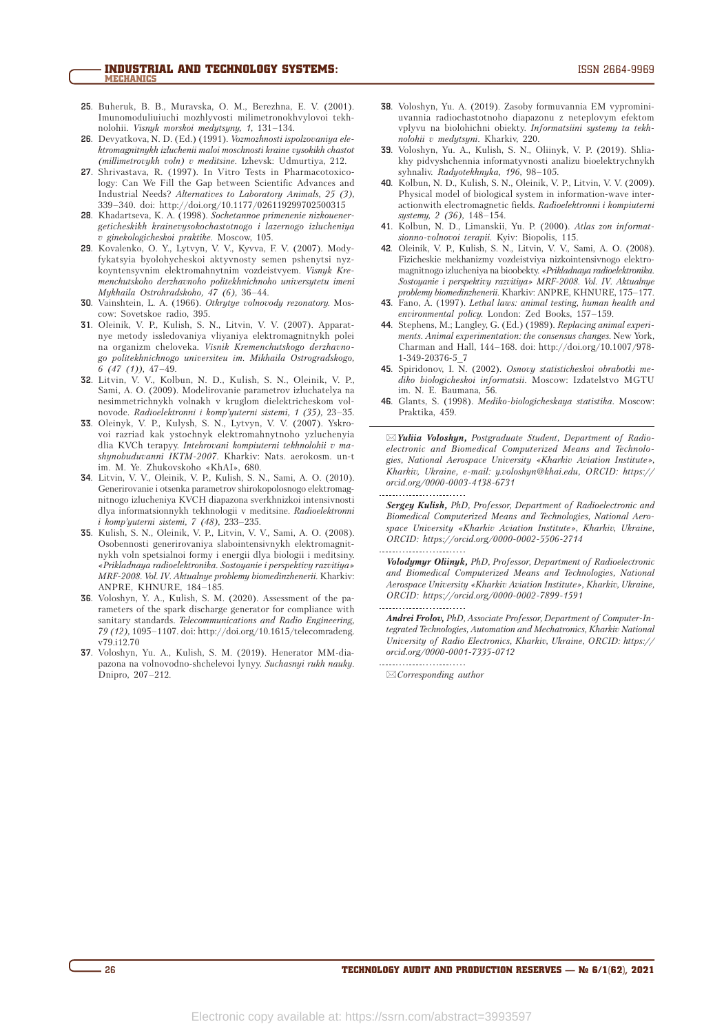25. Buheruk, B. B., Muravska, O. M., Berezhna, E. V. (2001). Imunomoduliuiuchi mozhlyvosti milimetronokhvylovoi tekhnolohii. *Visnyk morskoi medytsyny, 1,* 131–134.
26. Devyatkova, N. D. (Ed.) (1991). *Vozmozhnosti ispolzovaniya elektromagnitnykh izluchenii maloi moschnosti kraine vysokikh chastot (millimetrovykh voln) v meditsine.* Izhevsk: Udmurtiya, 212.
27. Shrivastava, R. (1997). In Vitro Tests in Pharmacotoxicology: Can We Fill the Gap between Scientific Advances and Industrial Needs? *Alternatives to Laboratory Animals, 25 (3),* 339–340. doi: http://doi.org/10.1177/026119299702500315
28. Khadartseva, K. A. (1998). *Sochetannoe primenenie nizkoenergeticheskikh krainevysokochastotnogo i lazernogo izlucheniya v ginekologicheskoi praktike.* Moscow, 105.
29. Kovalenko, O. Y., Lytvyn, V. V., Kyvva, F. V. (2007). Modyfykatsyia byolohycheskoi aktyvnosty semen pshenytsi nyzkoyntensyvnim elektromahnytnim vozdeistvyem. *Visnyk Kremenchutskoho derzhavnoho politekhnichnoho universytetu imeni Mykhaila Ostrohradskoho, 47 (6),* 36–44.
30. Vainshtein, L. A. (1966). *Otkrytye volnovody rezonatory.* Moscow: Sovetskoe radio, 395.
31. Oleinik, V. P., Kulish, S. N., Litvin, V. V. (2007). Apparatnye metody issledovaniya vliyaniya elektromagnitnykh polei na organizm cheloveka. *Visnik Kremenchutskogo derzhavnogo politekhnichnogo universiteu im. Mikhaila Ostrogradskogo, 6 (47 (1)),* 47–49.
32. Litvin, V. V., Kolbun, N. D., Kulish, S. N., Oleinik, V. P., Sami, A. O. (2009). Modelirovanie parametrov izluchatelya na nesimmetrichnykh volnakh v kruglom dielektricheskom volnovode. *Radioelektronni i komp'yuterni sistemi, 1 (35),* 23–35.
33. Oleinyk, V. P., Kulysh, S. N., Lytvyn, V. V. (2007). Yskrovoi razriad kak ystochnyk elektromahnytnoho yzlucheniya dlia KVCh terapyy. *Intehrovani kompiuterni tekhnolohii v mashynobuduvanni IKTM-2007.* Kharkiv: Nats. aerokosm. un-t im. M. Ye. Zhukovskoho «KhAI», 680.
34. Litvin, V. V., Oleinik, V. P., Kulish, S. N., Sami, A. O. (2010). Generirovanie i otsenka parametrov shirokopolosnogo elektromagnitnogo izlucheniya KVCH diapazona sverkhnizkoi intensivnosti dlya informatsionnykh tekhnologii v meditsine. *Radioelektronni i komp'yuterni sistemi, 7 (48),* 233–235.
35. Kulish, S. N., Oleinik, V. P., Litvin, V. V., Sami, A. O. (2008). Osobennosti generirovaniya slabointensivnykh elektromagnitnykh voln spetsialnoi formy i energii dlya biologii i meditsiny. *«Prikladnaya radioelektronika. Sostoyanie i perspektivy razvitiya» MRF-2008. Vol. IV. Aktualnye problemy biomedinzhenerii.* Kharkiv: ANPRE, KHNURE, 184–185.
36. Voloshyn, Y. A., Kulish, S. M. (2020). Assessment of the parameters of the spark discharge generator for compliance with sanitary standards. *Telecommunications and Radio Engineering, 79 (12),* 1095–1107. doi: http://doi.org/10.1615/telecomradeng.v79.i12.70
37. Voloshyn, Yu. A., Kulish, S. M. (2019). Henerator MM-diapazona na volnovodno-shchelevoi lynyy. *Suchasnyi rukh nauky.* Dnipro, 207–212.
38. Voloshyn, Yu. A. (2019). Zasoby formuvannia EM vypromininuvannia radiochastotnoho diapazonu z neteplovym efektom vplyvu na biolohichni obiekty. *Informatsiini systemy ta tekhnolohii v medytsyni.* Kharkiv, 220.
39. Voloshyn, Yu. A., Kulish, S. N., Oliinyk, V. P. (2019). Shliakhy pidvyshchennia informatyvnosti analizu bioelektrychnykh syhnaliv. *Radyotekhnyka, 196,* 98–105.
40. Kolbun, N. D., Kulish, S. N., Oleinik, V. P., Litvin, V. V. (2009). Physical model of biological system in information-wave interactionwith electromagnetic fields. *Radioelektronni i kompiuterni systemy, 2 (36),* 148–154.
41. Kolbun, N. D., Limanskii, Yu. P. (2000). *Atlas zon informatsionno-volnovoi terapii.* Kyiv: Biopolis, 115.
42. Oleinik, V. P., Kulish, S. N., Litvin, V. V., Sami, A. O. (2008). Fizicheskie mekhanizmy vozdeistviya nizkointensivnogo elektromagnitnogo izlucheniya na bioobekty. *«Prikladnaya radioelektronika. Sostoyanie i perspektivy razvitiya» MRF-2008. Vol. IV. Aktualnye problemy biomedinzhenerii.* Kharkiv: ANPRE, KHNURE, 175–177.
43. Fano, A. (1997). *Lethal laws: animal testing, human health and environmental policy.* London: Zed Books, 157–159.
44. Stephens, M.; Langley, G. (Ed.) (1989). *Replacing animal experiments. Animal experimentation: the consensus changes.* New York, Charman and Hall, 144–168. doi: http://doi.org/10.1007/978-1-349-20376-5_7
45. Spiridonov, I. N. (2002). *Osnovy statisticheskoi obrabotki mediko biologicheskoi informatsii.* Moscow: Izdatelstvo MGTU im. N. E. Baumana, 56.
46. Glants, S. (1998). *Mediko-biologicheskaya statistika.* Moscow: Praktika, 459.

---

✉ ***Yuliia Voloshyn,*** *Postgraduate Student, Department of Radioelectronic and Biomedical Computerized Means and Technologies, National Aerospace University «Kharkiv Aviation Institute», Kharkiv, Ukraine, e-mail: y.voloshyn@khai.edu, ORCID: https://orcid.org/0000-0003-4138-6731*

***Sergey Kulish,*** *PhD, Professor, Department of Radioelectronic and Biomedical Computerized Means and Technologies, National Aerospace University «Kharkiv Aviation Institute», Kharkiv, Ukraine, ORCID: https://orcid.org/0000-0002-5506-2714*

***Volodymyr Oliinyk,*** *PhD, Professor, Department of Radioelectronic and Biomedical Computerized Means and Technologies, National Aerospace University «Kharkiv Aviation Institute», Kharkiv, Ukraine, ORCID: https://orcid.org/0000-0002-7899-1591*

***Andrei Frolov,*** *PhD, Associate Professor, Department of Computer-Integrated Technologies, Automation and Mechatronics, Kharkiv National University of Radio Electronics, Kharkiv, Ukraine, ORCID: https://orcid.org/0000-0001-7335-0712*

✉ *Corresponding author*